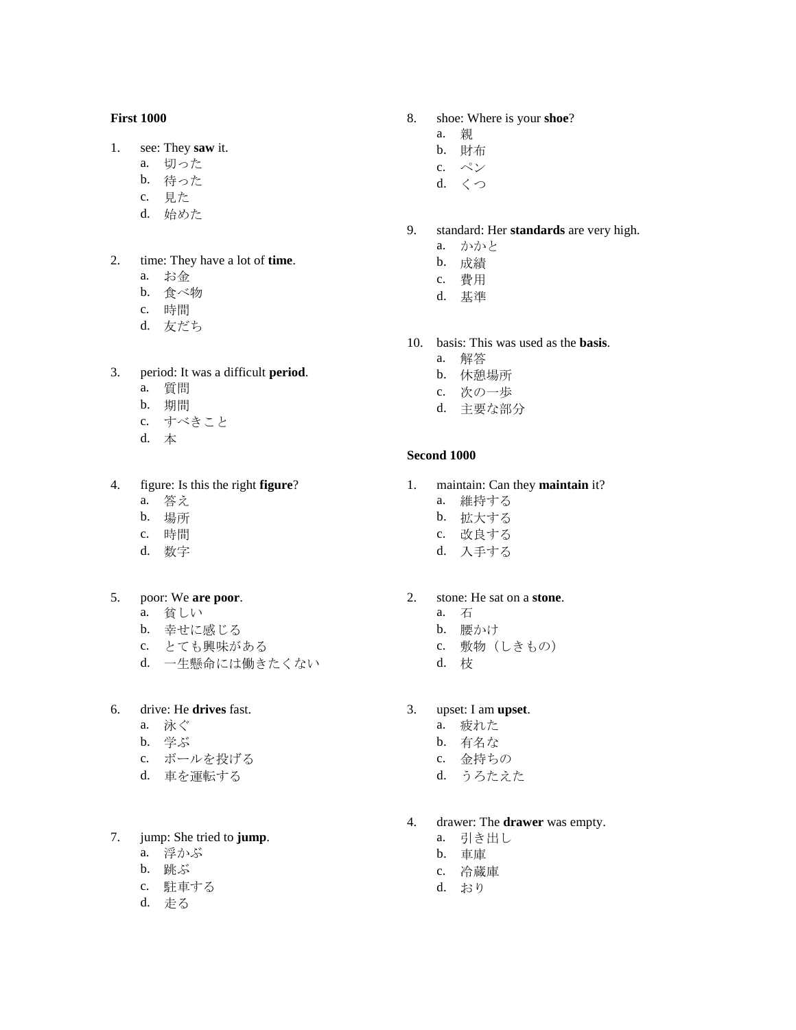**First 1000**

1. see: They **saw** it.
   a. 切った
   b. 待った
   c. 見た
   d. 始めた

2. time: They have a lot of **time**.
   a. お金
   b. 食べ物
   c. 時間
   d. 友だち

3. period: It was a difficult **period**.
   a. 質問
   b. 期間
   c. すべきこと
   d. 本

4. figure: Is this the right **figure**?
   a. 答え
   b. 場所
   c. 時間
   d. 数字

5. poor: We **are poor**.
   a. 貧しい
   b. 幸せに感じる
   c. とても興味がある
   d. 一生懸命には働きたくない

6. drive: He **drives** fast.
   a. 泳ぐ
   b. 学ぶ
   c. ボールを投げる
   d. 車を運転する

7. jump: She tried to **jump**.
   a. 浮かぶ
   b. 跳ぶ
   c. 駐車する
   d. 走る

8. shoe: Where is your **shoe**?
   a. 親
   b. 財布
   c. ペン
   d. くつ

9. standard: Her **standards** are very high.
   a. かかと
   b. 成績
   c. 費用
   d. 基準

10. basis: This was used as the **basis**.
    a. 解答
    b. 休憩場所
    c. 次の一歩
    d. 主要な部分

**Second 1000**

1. maintain: Can they **maintain** it?
   a. 維持する
   b. 拡大する
   c. 改良する
   d. 入手する

2. stone: He sat on a **stone**.
   a. 石
   b. 腰かけ
   c. 敷物（しきもの）
   d. 枝

3. upset: I am **upset**.
   a. 疲れた
   b. 有名な
   c. 金持ちの
   d. うろたえた

4. drawer: The **drawer** was empty.
   a. 引き出し
   b. 車庫
   c. 冷蔵庫
   d. おり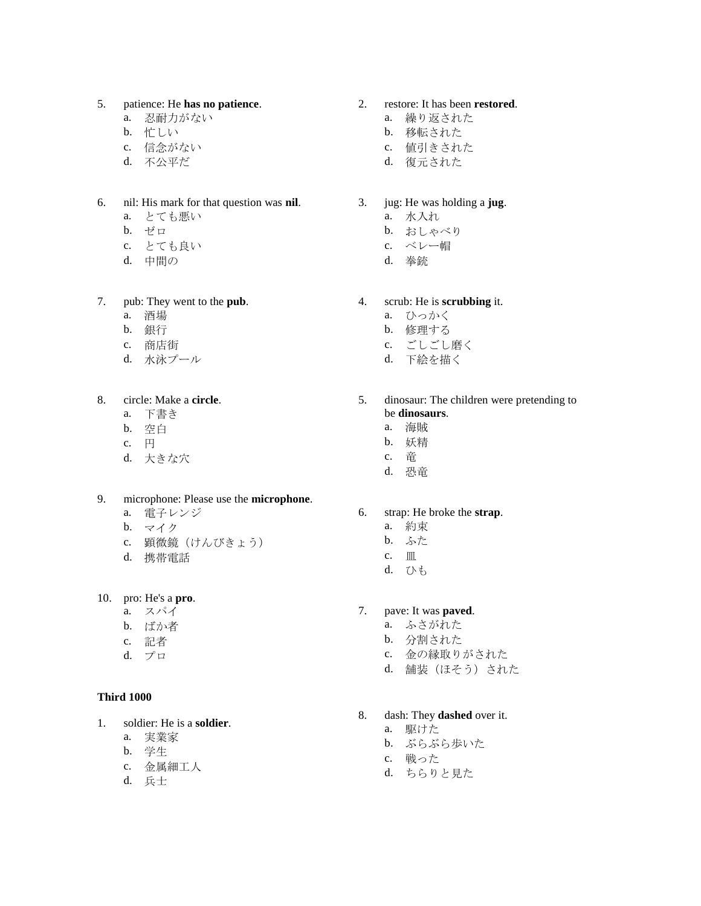5. patience: He **has no patience**.
   a. 忍耐力がない
   b. 忙しい
   c. 信念がない
   d. 不公平だ

6. nil: His mark for that question was **nil**.
   a. とても悪い
   b. ゼロ
   c. とても良い
   d. 中間の

7. pub: They went to the **pub**.
   a. 酒場
   b. 銀行
   c. 商店街
   d. 水泳プール

8. circle: Make a **circle**.
   a. 下書き
   b. 空白
   c. 円
   d. 大きな穴

9. microphone: Please use the **microphone**.
   a. 電子レンジ
   b. マイク
   c. 顕微鏡（けんびきょう）
   d. 携帯電話

10. pro: He's a **pro**.
    a. スパイ
    b. ばか者
    c. 記者
    d. プロ

**Third 1000**

1. soldier: He is a **soldier**.
   a. 実業家
   b. 学生
   c. 金属細工人
   d. 兵士

2. restore: It has been **restored**.
   a. 繰り返された
   b. 移転された
   c. 値引きされた
   d. 復元された

3. jug: He was holding a **jug**.
   a. 水入れ
   b. おしゃべり
   c. ベレー帽
   d. 拳銃

4. scrub: He is **scrubbing** it.
   a. ひっかく
   b. 修理する
   c. ごしごし磨く
   d. 下絵を描く

5. dinosaur: The children were pretending to be **dinosaurs**.
   a. 海賊
   b. 妖精
   c. 竜
   d. 恐竜

6. strap: He broke the **strap**.
   a. 約束
   b. ふた
   c. 皿
   d. ひも

7. pave: It was **paved**.
   a. ふさがれた
   b. 分割された
   c. 金の縁取りがされた
   d. 舗装（ほそう）された

8. dash: They **dashed** over it.
   a. 駆けた
   b. ぶらぶら歩いた
   c. 戦った
   d. ちらりと見た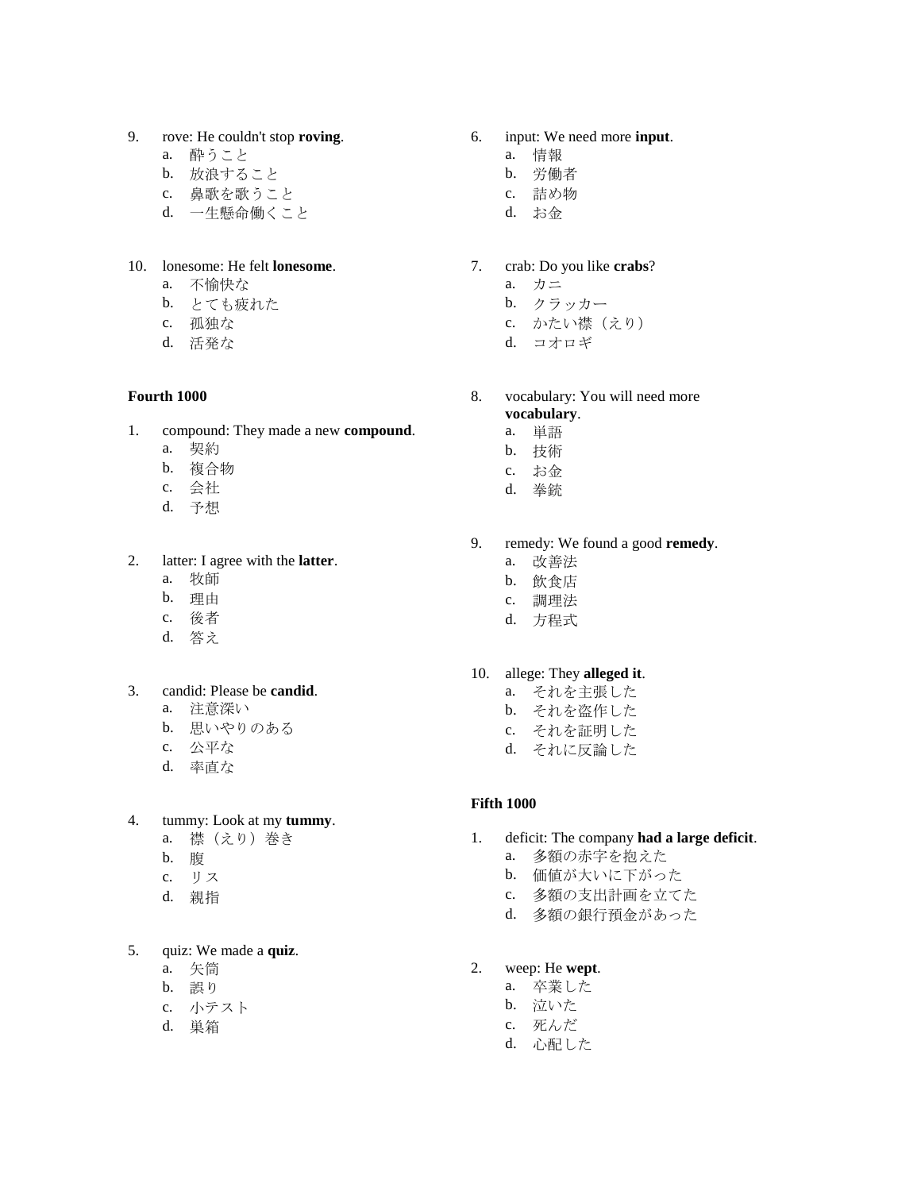9. rove: He couldn't stop **roving**.
   a. 酔うこと
   b. 放浪すること
   c. 鼻歌を歌うこと
   d. 一生懸命働くこと

10. lonesome: He felt **lonesome**.
   a. 不愉快な
   b. とても疲れた
   c. 孤独な
   d. 活発な

**Fourth 1000**

1. compound: They made a new **compound**.
   a. 契約
   b. 複合物
   c. 会社
   d. 予想

2. latter: I agree with the **latter**.
   a. 牧師
   b. 理由
   c. 後者
   d. 答え

3. candid: Please be **candid**.
   a. 注意深い
   b. 思いやりのある
   c. 公平な
   d. 率直な

4. tummy: Look at my **tummy**.
   a. 襟（えり）巻き
   b. 腹
   c. リス
   d. 親指

5. quiz: We made a **quiz**.
   a. 矢筒
   b. 誤り
   c. 小テスト
   d. 巣箱

6. input: We need more **input**.
   a. 情報
   b. 労働者
   c. 詰め物
   d. お金

7. crab: Do you like **crabs**?
   a. カニ
   b. クラッカー
   c. かたい襟（えり）
   d. コオロギ

8. vocabulary: You will need more **vocabulary**.
   a. 単語
   b. 技術
   c. お金
   d. 拳銃

9. remedy: We found a good **remedy**.
   a. 改善法
   b. 飲食店
   c. 調理法
   d. 方程式

10. allege: They **alleged it**.
   a. それを主張した
   b. それを盗作した
   c. それを証明した
   d. それに反論した

**Fifth 1000**

1. deficit: The company **had a large deficit**.
   a. 多額の赤字を抱えた
   b. 価値が大いに下がった
   c. 多額の支出計画を立てた
   d. 多額の銀行預金があった

2. weep: He **wept**.
   a. 卒業した
   b. 泣いた
   c. 死んだ
   d. 心配した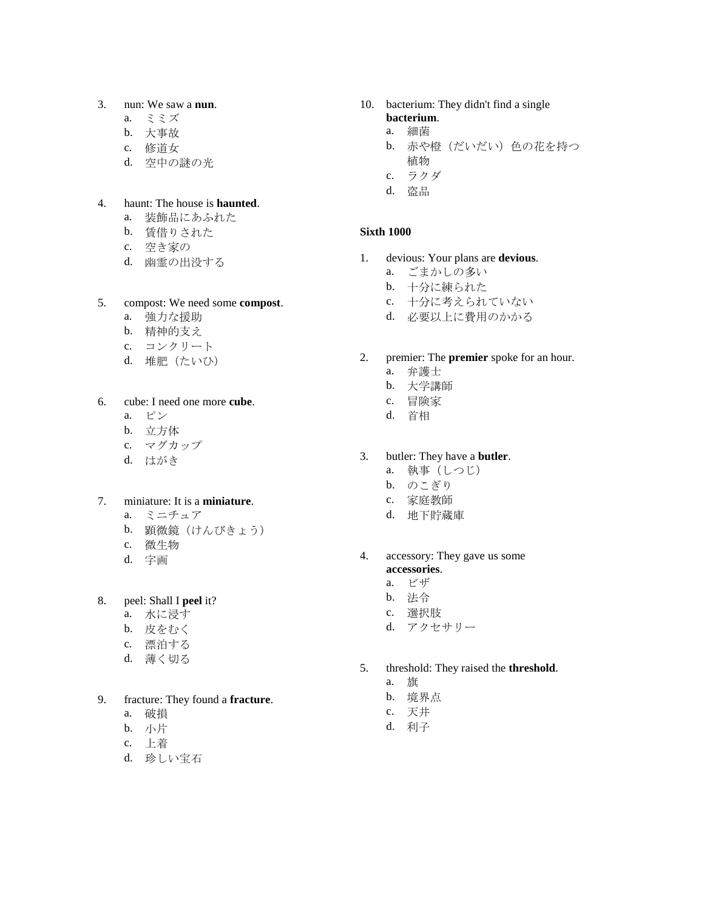3. nun: We saw a **nun**.
    a. ミミズ
    b. 大事故
    c. 修道女
    d. 空中の謎の光

4. haunt: The house is **haunted**.
    a. 装飾品にあふれた
    b. 賃借りされた
    c. 空き家の
    d. 幽霊の出没する

5. compost: We need some **compost**.
    a. 強力な援助
    b. 精神的支え
    c. コンクリート
    d. 堆肥（たいひ）

6. cube: I need one more **cube**.
    a. ピン
    b. 立方体
    c. マグカップ
    d. はがき

7. miniature: It is a **miniature**.
    a. ミニチュア
    b. 顕微鏡（けんびきょう）
    c. 微生物
    d. 字画

8. peel: Shall I **peel** it?
    a. 水に浸す
    b. 皮をむく
    c. 漂泊する
    d. 薄く切る

9. fracture: They found a **fracture**.
    a. 破損
    b. 小片
    c. 上着
    d. 珍しい宝石

10. bacterium: They didn't find a single **bacterium**.
    a. 細菌
    b. 赤や橙（だいだい）色の花を持つ植物
    c. ラクダ
    d. 盗品

**Sixth 1000**

1. devious: Your plans are **devious**.
    a. ごまかしの多い
    b. 十分に練られた
    c. 十分に考えられていない
    d. 必要以上に費用のかかる

2. premier: The **premier** spoke for an hour.
    a. 弁護士
    b. 大学講師
    c. 冒険家
    d. 首相

3. butler: They have a **butler**.
    a. 執事（しつじ）
    b. のこぎり
    c. 家庭教師
    d. 地下貯蔵庫

4. accessory: They gave us some **accessories**.
    a. ビザ
    b. 法令
    c. 選択肢
    d. アクセサリー

5. threshold: They raised the **threshold**.
    a. 旗
    b. 境界点
    c. 天井
    d. 利子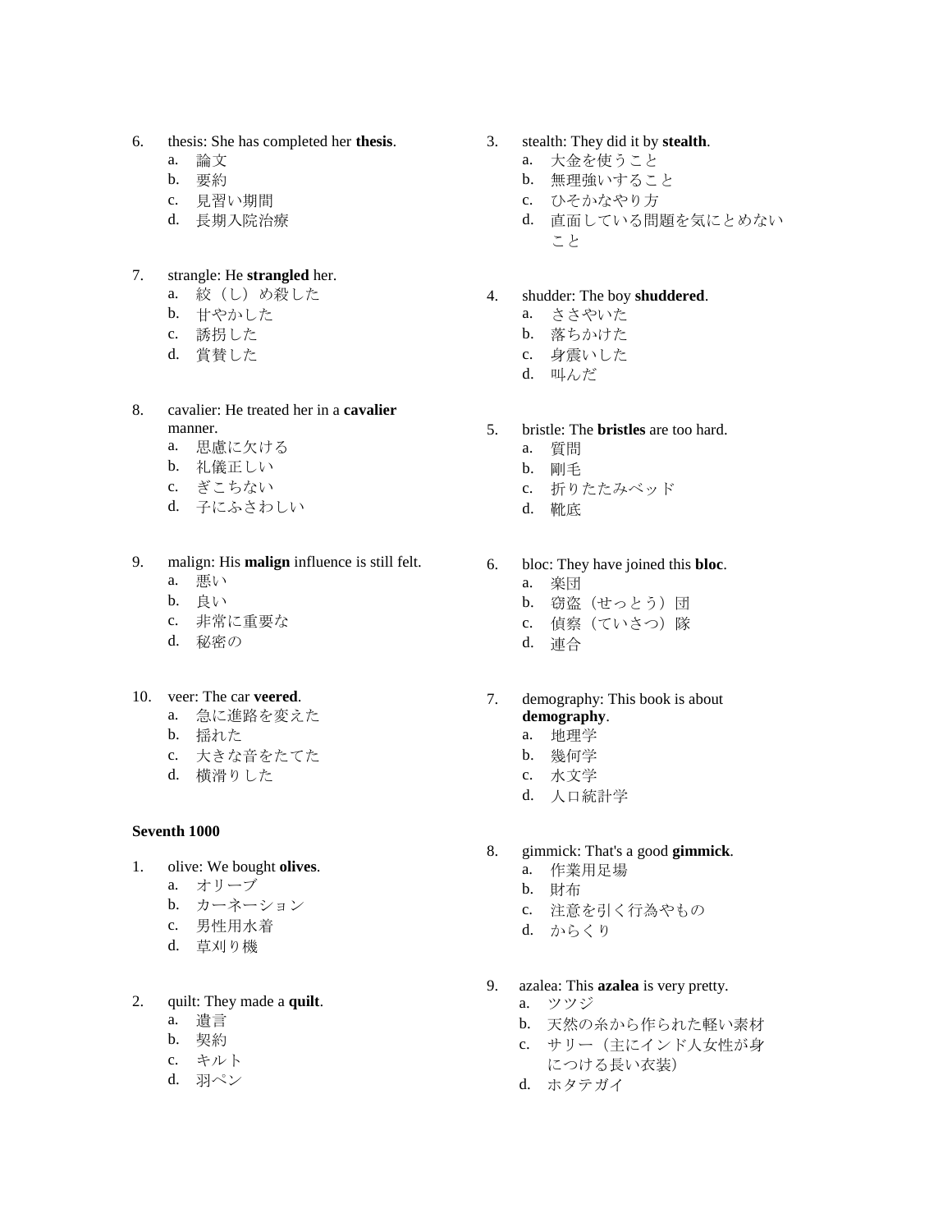6. thesis: She has completed her **thesis**.
   a. 論文
   b. 要約
   c. 見習い期間
   d. 長期入院治療

7. strangle: He **strangled** her.
   a. 絞（し）め殺した
   b. 甘やかした
   c. 誘拐した
   d. 賞賛した

8. cavalier: He treated her in a **cavalier** manner.
   a. 思慮に欠ける
   b. 礼儀正しい
   c. ぎこちない
   d. 子にふさわしい

9. malign: His **malign** influence is still felt.
   a. 悪い
   b. 良い
   c. 非常に重要な
   d. 秘密の

10. veer: The car **veered**.
    a. 急に進路を変えた
    b. 揺れた
    c. 大きな音をたてた
    d. 横滑りした

**Seventh 1000**

1. olive: We bought **olives**.
   a. オリーブ
   b. カーネーション
   c. 男性用水着
   d. 草刈り機

2. quilt: They made a **quilt**.
   a. 遺言
   b. 契約
   c. キルト
   d. 羽ペン

3. stealth: They did it by **stealth**.
   a. 大金を使うこと
   b. 無理強いすること
   c. ひそかなやり方
   d. 直面している問題を気にとめないこと

4. shudder: The boy **shuddered**.
   a. ささやいた
   b. 落ちかけた
   c. 身震いした
   d. 叫んだ

5. bristle: The **bristles** are too hard.
   a. 質問
   b. 剛毛
   c. 折りたたみベッド
   d. 靴底

6. bloc: They have joined this **bloc**.
   a. 楽団
   b. 窃盗（せっとう）団
   c. 偵察（ていさつ）隊
   d. 連合

7. demography: This book is about **demography**.
   a. 地理学
   b. 幾何学
   c. 水文学
   d. 人口統計学

8. gimmick: That's a good **gimmick**.
   a. 作業用足場
   b. 財布
   c. 注意を引く行為やもの
   d. からくり

9. azalea: This **azalea** is very pretty.
   a. ツツジ
   b. 天然の糸から作られた軽い素材
   c. サリー（主にインド人女性が身につける長い衣装）
   d. ホタテガイ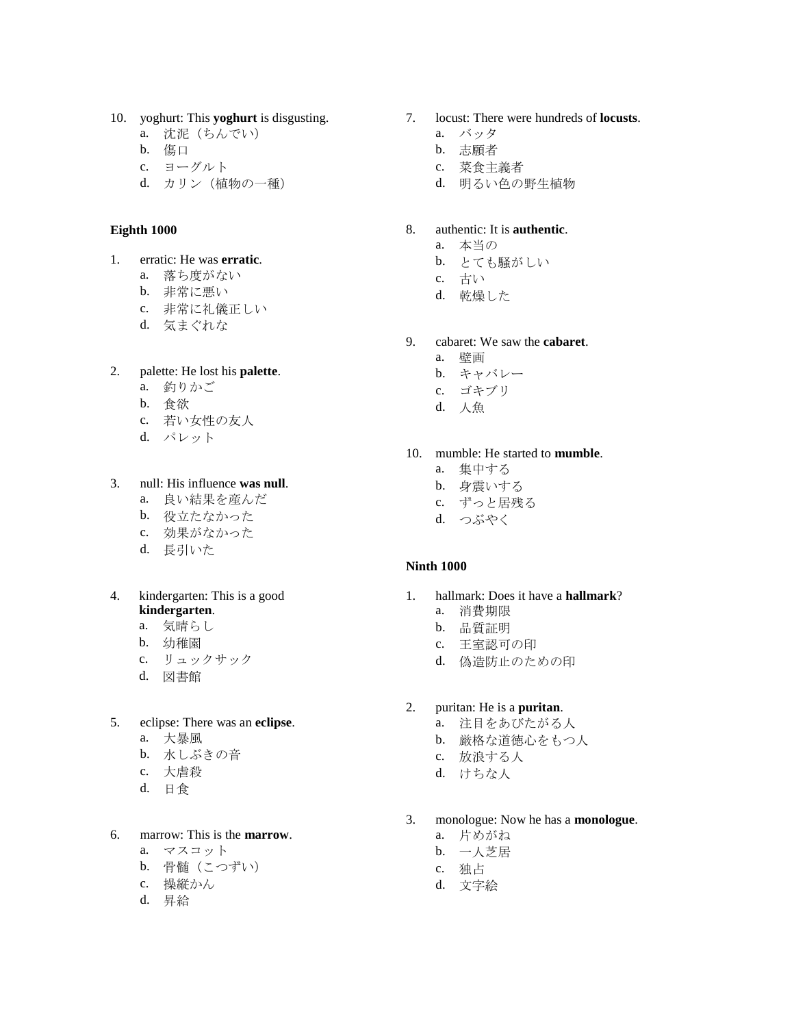10. yoghurt: This **yoghurt** is disgusting.
    a. 沈泥（ちんでい）
    b. 傷口
    c. ヨーグルト
    d. カリン（植物の一種）

**Eighth 1000**

1. erratic: He was **erratic**.
    a. 落ち度がない
    b. 非常に悪い
    c. 非常に礼儀正しい
    d. 気まぐれな

2. palette: He lost his **palette**.
    a. 釣りかご
    b. 食欲
    c. 若い女性の友人
    d. パレット

3. null: His influence **was null**.
    a. 良い結果を産んだ
    b. 役立たなかった
    c. 効果がなかった
    d. 長引いた

4. kindergarten: This is a good **kindergarten**.
    a. 気晴らし
    b. 幼稚園
    c. リュックサック
    d. 図書館

5. eclipse: There was an **eclipse**.
    a. 大暴風
    b. 水しぶきの音
    c. 大虐殺
    d. 日食

6. marrow: This is the **marrow**.
    a. マスコット
    b. 骨髄（こつずい）
    c. 操縦かん
    d. 昇給

7. locust: There were hundreds of **locusts**.
    a. バッタ
    b. 志願者
    c. 菜食主義者
    d. 明るい色の野生植物

8. authentic: It is **authentic**.
    a. 本当の
    b. とても騒がしい
    c. 古い
    d. 乾燥した

9. cabaret: We saw the **cabaret**.
    a. 壁画
    b. キャバレー
    c. ゴキブリ
    d. 人魚

10. mumble: He started to **mumble**.
    a. 集中する
    b. 身震いする
    c. ずっと居残る
    d. つぶやく

**Ninth 1000**

1. hallmark: Does it have a **hallmark**?
    a. 消費期限
    b. 品質証明
    c. 王室認可の印
    d. 偽造防止のための印

2. puritan: He is a **puritan**.
    a. 注目をあびたがる人
    b. 厳格な道徳心をもつ人
    c. 放浪する人
    d. けちな人

3. monologue: Now he has a **monologue**.
    a. 片めがね
    b. 一人芝居
    c. 独占
    d. 文字絵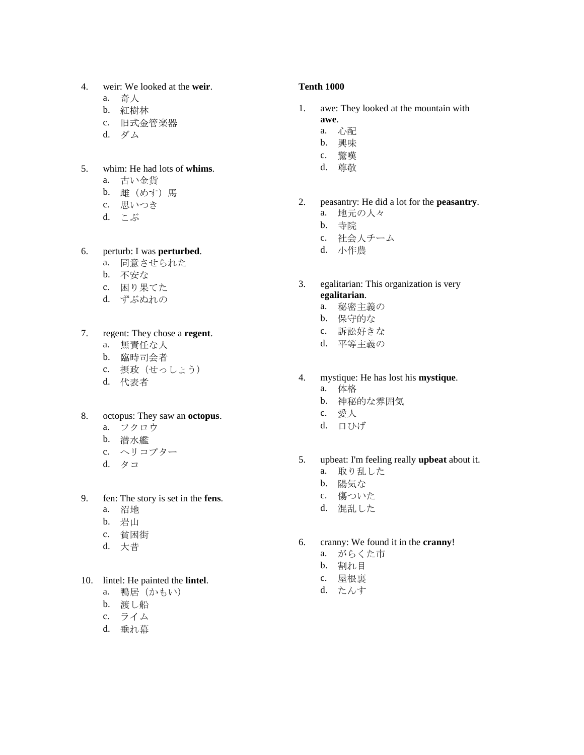4. weir: We looked at the **weir**.
    a. 奇人
    b. 紅樹林
    c. 旧式金管楽器
    d. ダム

5. whim: He had lots of **whims**.
    a. 古い金貨
    b. 雌（めす）馬
    c. 思いつき
    d. こぶ

6. perturb: I was **perturbed**.
    a. 同意させられた
    b. 不安な
    c. 困り果てた
    d. ずぶぬれの

7. regent: They chose a **regent**.
    a. 無責任な人
    b. 臨時司会者
    c. 摂政（せっしょう）
    d. 代表者

8. octopus: They saw an **octopus**.
    a. フクロウ
    b. 潜水艦
    c. ヘリコプター
    d. タコ

9. fen: The story is set in the **fens**.
    a. 沼地
    b. 岩山
    c. 貧困街
    d. 大昔

10. lintel: He painted the **lintel**.
    a. 鴨居（かもい）
    b. 渡し船
    c. ライム
    d. 垂れ幕

**Tenth 1000**

1. awe: They looked at the mountain with **awe**.
    a. 心配
    b. 興味
    c. 驚嘆
    d. 尊敬

2. peasantry: He did a lot for the **peasantry**.
    a. 地元の人々
    b. 寺院
    c. 社会人チーム
    d. 小作農

3. egalitarian: This organization is very **egalitarian**.
    a. 秘密主義の
    b. 保守的な
    c. 訴訟好きな
    d. 平等主義の

4. mystique: He has lost his **mystique**.
    a. 体格
    b. 神秘的な雰囲気
    c. 愛人
    d. 口ひげ

5. upbeat: I'm feeling really **upbeat** about it.
    a. 取り乱した
    b. 陽気な
    c. 傷ついた
    d. 混乱した

6. cranny: We found it in the **cranny**!
    a. がらくた市
    b. 割れ目
    c. 屋根裏
    d. たんす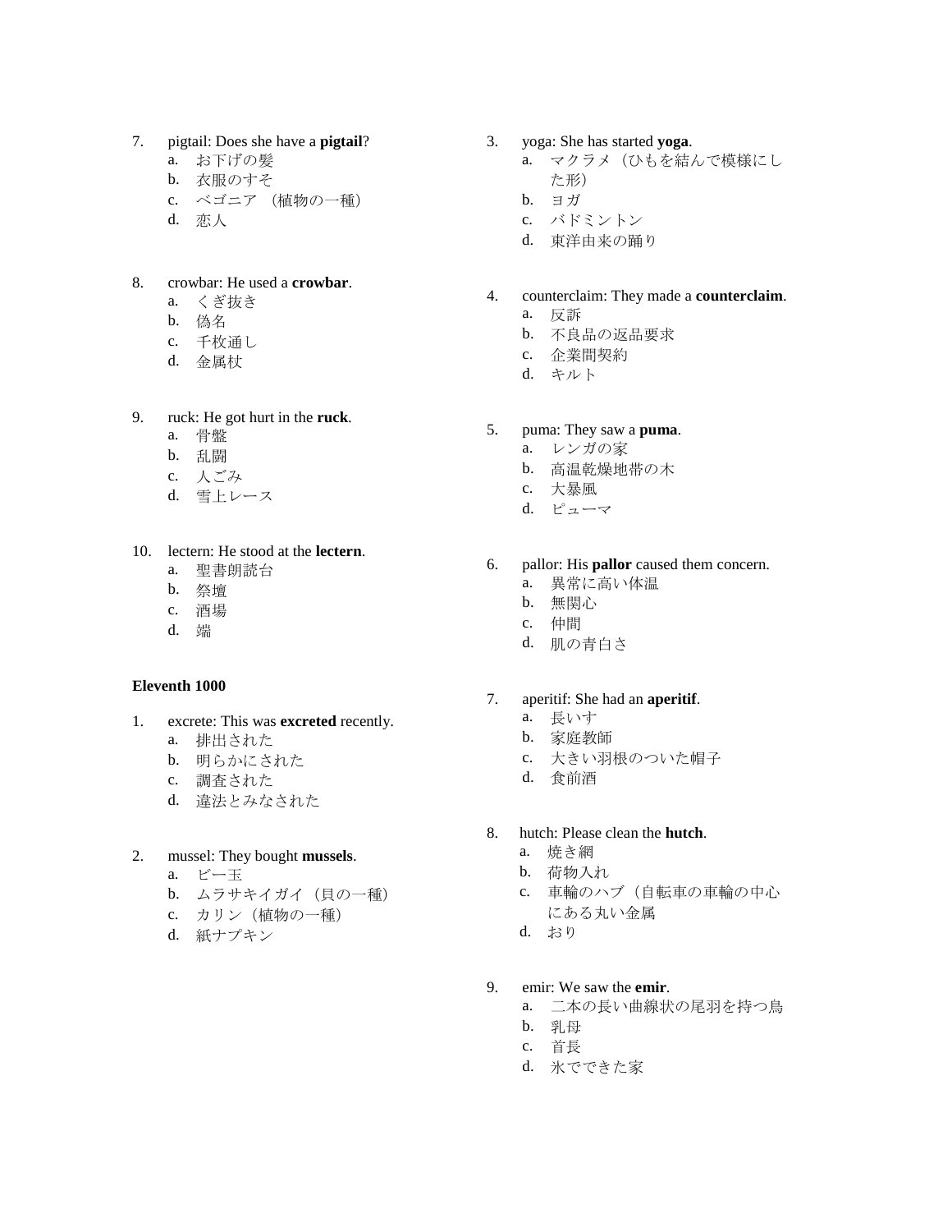7. pigtail: Does she have a **pigtail**?
   a. お下げの髪
   b. 衣服のすそ
   c. ベゴニア （植物の一種）
   d. 恋人

8. crowbar: He used a **crowbar**.
   a. くぎ抜き
   b. 偽名
   c. 千枚通し
   d. 金属杖

9. ruck: He got hurt in the **ruck**.
   a. 骨盤
   b. 乱闘
   c. 人ごみ
   d. 雪上レース

10. lectern: He stood at the **lectern**.
    a. 聖書朗読台
    b. 祭壇
    c. 酒場
    d. 端

**Eleventh 1000**

1. excrete: This was **excreted** recently.
   a. 排出された
   b. 明らかにされた
   c. 調査された
   d. 違法とみなされた

2. mussel: They bought **mussels**.
   a. ビー玉
   b. ムラサキイガイ（貝の一種）
   c. カリン（植物の一種）
   d. 紙ナプキン

3. yoga: She has started **yoga**.
   a. マクラメ（ひもを結んで模様にした形）
   b. ヨガ
   c. バドミントン
   d. 東洋由来の踊り

4. counterclaim: They made a **counterclaim**.
   a. 反訴
   b. 不良品の返品要求
   c. 企業間契約
   d. キルト

5. puma: They saw a **puma**.
   a. レンガの家
   b. 高温乾燥地帯の木
   c. 大暴風
   d. ピューマ

6. pallor: His **pallor** caused them concern.
   a. 異常に高い体温
   b. 無関心
   c. 仲間
   d. 肌の青白さ

7. aperitif: She had an **aperitif**.
   a. 長いす
   b. 家庭教師
   c. 大きい羽根のついた帽子
   d. 食前酒

8. hutch: Please clean the **hutch**.
   a. 焼き網
   b. 荷物入れ
   c. 車輪のハブ（自転車の車輪の中心にある丸い金属
   d. おり

9. emir: We saw the **emir**.
   a. 二本の長い曲線状の尾羽を持つ鳥
   b. 乳母
   c. 首長
   d. 氷でできた家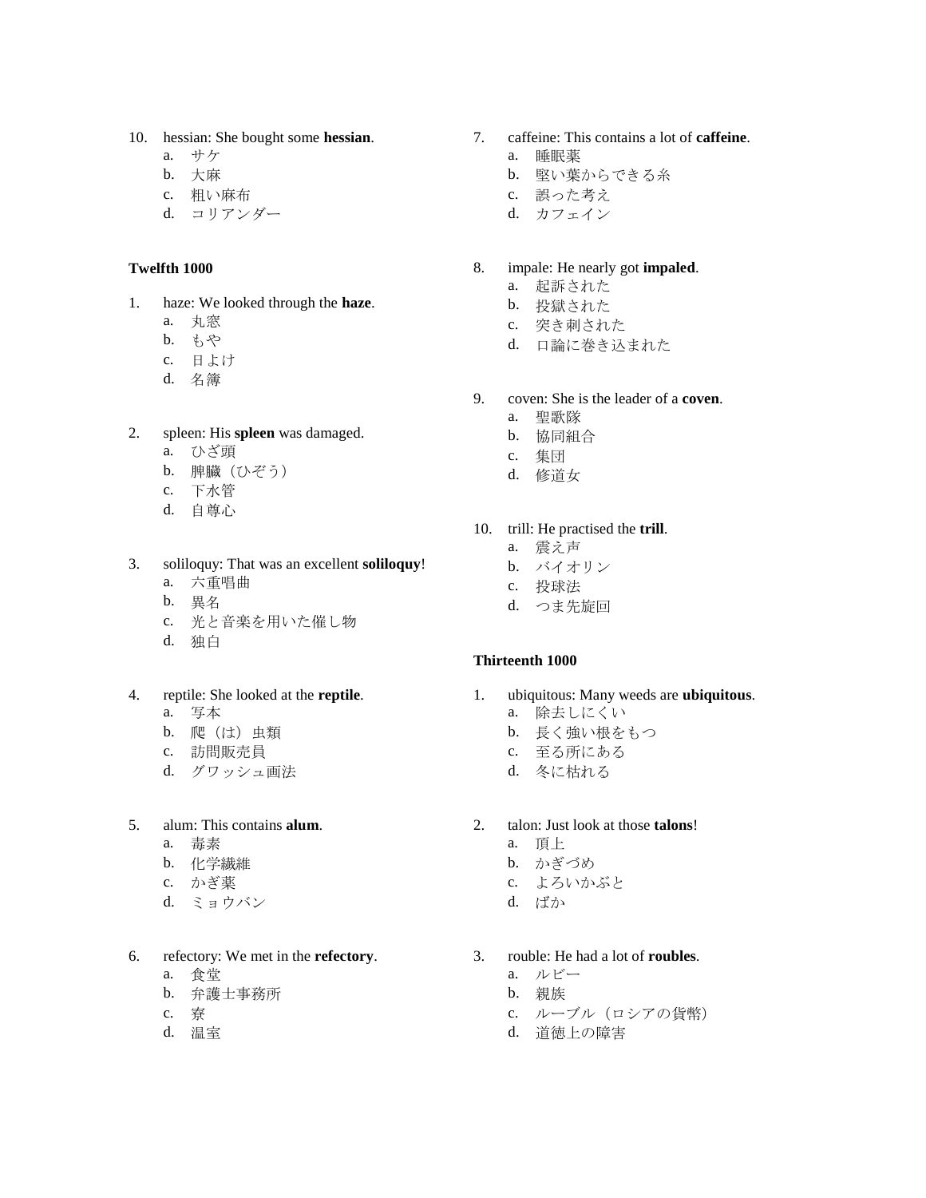10. hessian: She bought some **hessian**.
    a. サケ
    b. 大麻
    c. 粗い麻布
    d. コリアンダー

**Twelfth 1000**

1. haze: We looked through the **haze**.
    a. 丸窓
    b. もや
    c. 日よけ
    d. 名簿

2. spleen: His **spleen** was damaged.
    a. ひざ頭
    b. 脾臓（ひぞう）
    c. 下水管
    d. 自尊心

3. soliloquy: That was an excellent **soliloquy**!
    a. 六重唱曲
    b. 異名
    c. 光と音楽を用いた催し物
    d. 独白

4. reptile: She looked at the **reptile**.
    a. 写本
    b. 爬（は）虫類
    c. 訪問販売員
    d. グワッシュ画法

5. alum: This contains **alum**.
    a. 毒素
    b. 化学繊維
    c. かぎ薬
    d. ミョウバン

6. refectory: We met in the **refectory**.
    a. 食堂
    b. 弁護士事務所
    c. 寮
    d. 温室

7. caffeine: This contains a lot of **caffeine**.
    a. 睡眠薬
    b. 堅い葉からできる糸
    c. 誤った考え
    d. カフェイン

8. impale: He nearly got **impaled**.
    a. 起訴された
    b. 投獄された
    c. 突き刺された
    d. 口論に巻き込まれた

9. coven: She is the leader of a **coven**.
    a. 聖歌隊
    b. 協同組合
    c. 集団
    d. 修道女

10. trill: He practised the **trill**.
    a. 震え声
    b. バイオリン
    c. 投球法
    d. つま先旋回

**Thirteenth 1000**

1. ubiquitous: Many weeds are **ubiquitous**.
    a. 除去しにくい
    b. 長く強い根をもつ
    c. 至る所にある
    d. 冬に枯れる

2. talon: Just look at those **talons**!
    a. 頂上
    b. かぎづめ
    c. よろいかぶと
    d. ばか

3. rouble: He had a lot of **roubles**.
    a. ルビー
    b. 親族
    c. ルーブル（ロシアの貨幣）
    d. 道徳上の障害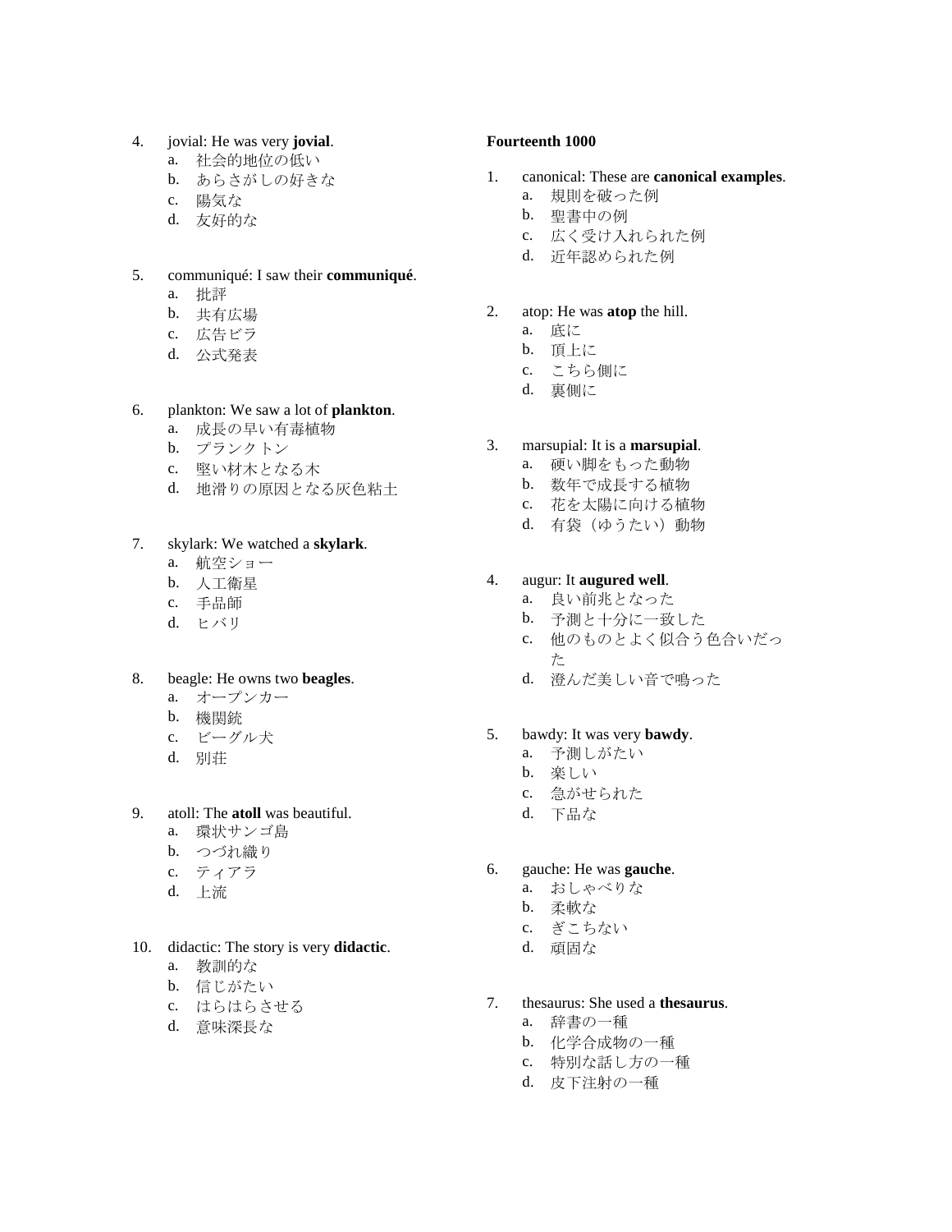4. jovial: He was very **jovial**.
   a. 社会的地位の低い
   b. あらさがしの好きな
   c. 陽気な
   d. 友好的な

5. communiqué: I saw their **communiqué**.
   a. 批評
   b. 共有広場
   c. 広告ビラ
   d. 公式発表

6. plankton: We saw a lot of **plankton**.
   a. 成長の早い有毒植物
   b. プランクトン
   c. 堅い材木となる木
   d. 地滑りの原因となる灰色粘土

7. skylark: We watched a **skylark**.
   a. 航空ショー
   b. 人工衛星
   c. 手品師
   d. ヒバリ

8. beagle: He owns two **beagles**.
   a. オープンカー
   b. 機関銃
   c. ビーグル犬
   d. 別荘

9. atoll: The **atoll** was beautiful.
   a. 環状サンゴ島
   b. つづれ織り
   c. ティアラ
   d. 上流

10. didactic: The story is very **didactic**.
    a. 教訓的な
    b. 信じがたい
    c. はらはらさせる
    d. 意味深長な

**Fourteenth 1000**

1. canonical: These are **canonical examples**.
   a. 規則を破った例
   b. 聖書中の例
   c. 広く受け入れられた例
   d. 近年認められた例

2. atop: He was **atop** the hill.
   a. 底に
   b. 頂上に
   c. こちら側に
   d. 裏側に

3. marsupial: It is a **marsupial**.
   a. 硬い脚をもった動物
   b. 数年で成長する植物
   c. 花を太陽に向ける植物
   d. 有袋（ゆうたい）動物

4. augur: It **augured well**.
   a. 良い前兆となった
   b. 予測と十分に一致した
   c. 他のものとよく似合う色合いだった
   d. 澄んだ美しい音で鳴った

5. bawdy: It was very **bawdy**.
   a. 予測しがたい
   b. 楽しい
   c. 急がせられた
   d. 下品な

6. gauche: He was **gauche**.
   a. おしゃべりな
   b. 柔軟な
   c. ぎこちない
   d. 頑固な

7. thesaurus: She used a **thesaurus**.
   a. 辞書の一種
   b. 化学合成物の一種
   c. 特別な話し方の一種
   d. 皮下注射の一種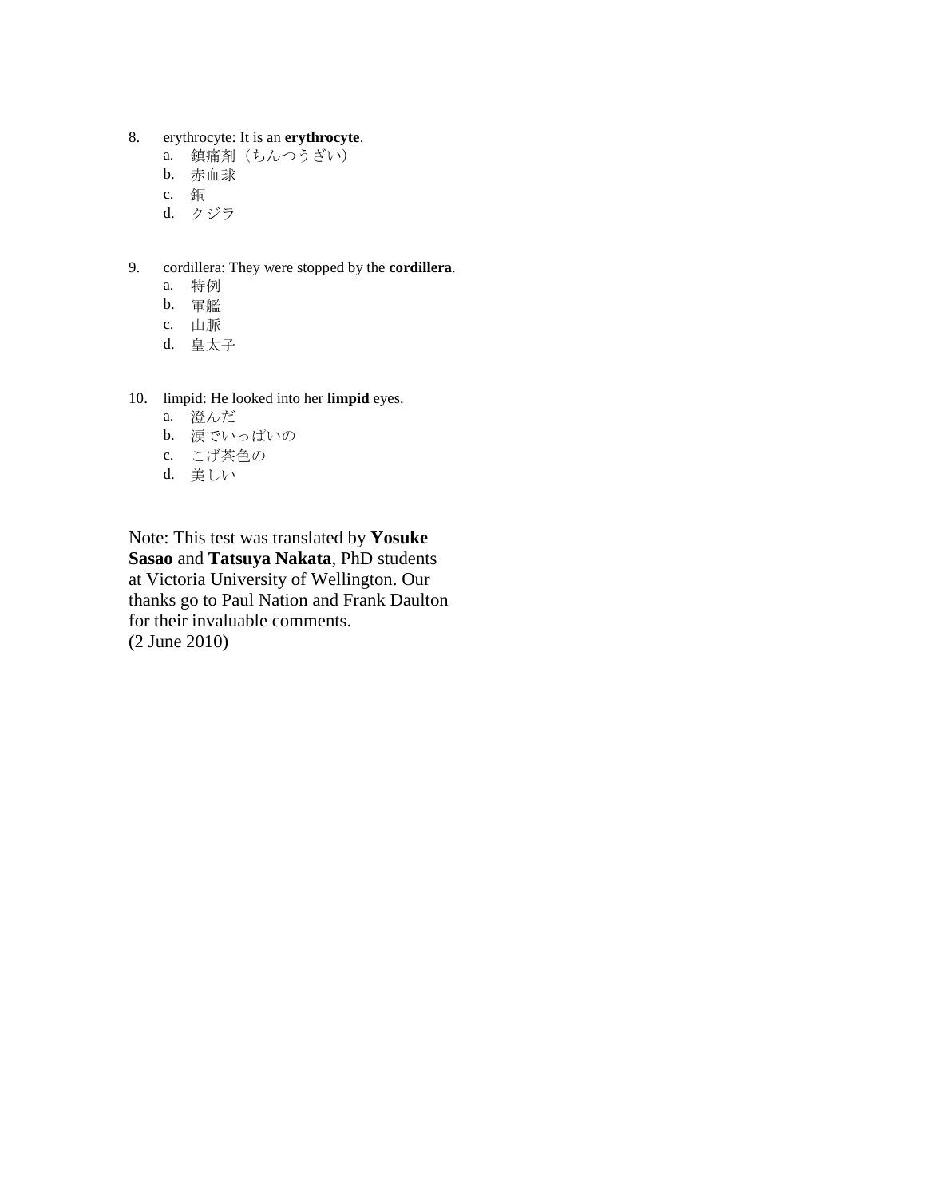8. erythrocyte: It is an **erythrocyte**.
   a. 鎮痛剤（ちんつうざい）
   b. 赤血球
   c. 銅
   d. クジラ

9. cordillera: They were stopped by the **cordillera**.
   a. 特例
   b. 軍艦
   c. 山脈
   d. 皇太子

10. limpid: He looked into her **limpid** eyes.
    a. 澄んだ
    b. 涙でいっぱいの
    c. こげ茶色の
    d. 美しい

Note: This test was translated by **Yosuke Sasao** and **Tatsuya Nakata**, PhD students at Victoria University of Wellington. Our thanks go to Paul Nation and Frank Daulton for their invaluable comments.
(2 June 2010)